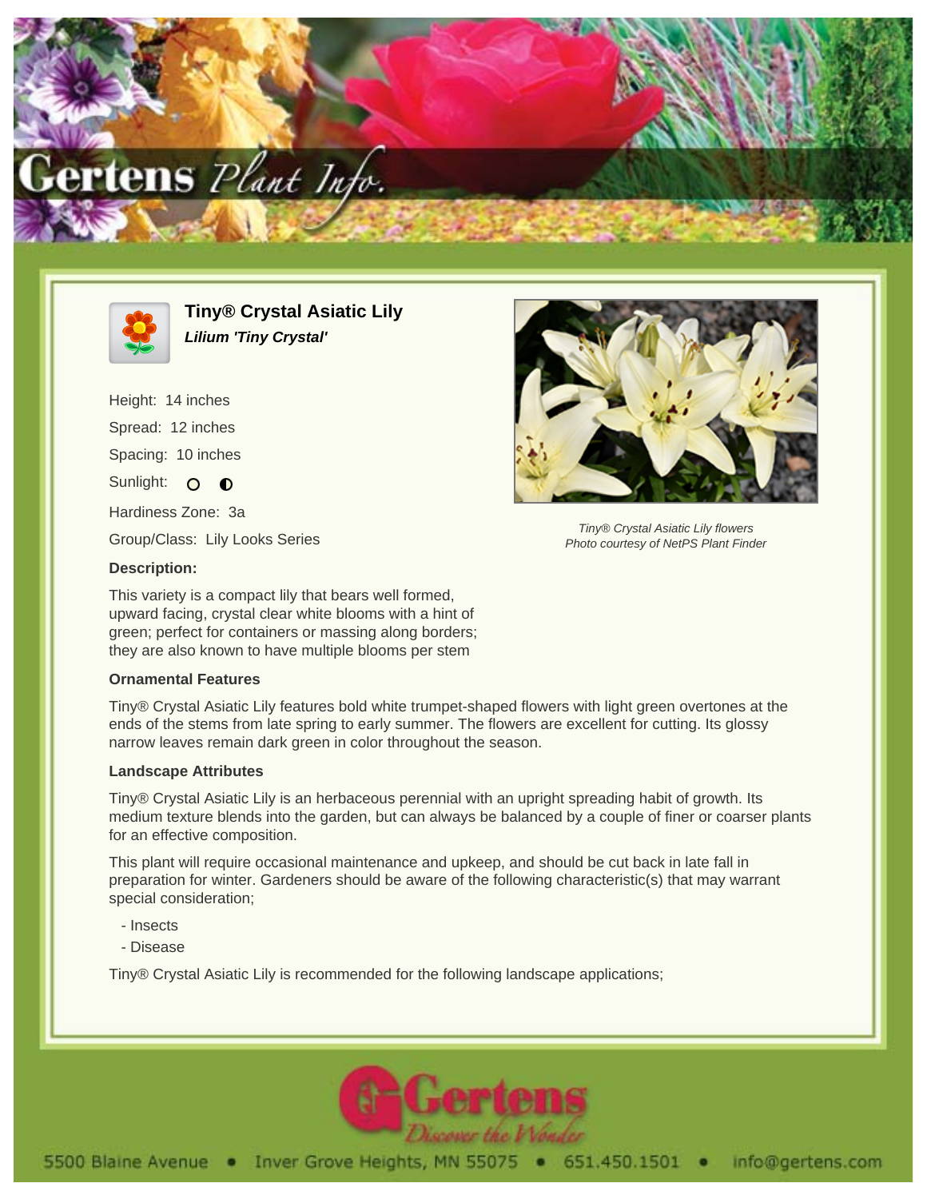# Tiny® Crystal Asiatic Lily

***Lilium 'Tiny Crystal'***

Height: 14 inches

Spread: 12 inches

Spacing: 10 inches

Sunlight: ○ ◐

Hardiness Zone: 3a

Group/Class: Lily Looks Series

*Tiny® Crystal Asiatic Lily flowers*
*Photo courtesy of NetPS Plant Finder*

**Description:**

This variety is a compact lily that bears well formed, upward facing, crystal clear white blooms with a hint of green; perfect for containers or massing along borders; they are also known to have multiple blooms per stem

### Ornamental Features

Tiny® Crystal Asiatic Lily features bold white trumpet-shaped flowers with light green overtones at the ends of the stems from late spring to early summer. The flowers are excellent for cutting. Its glossy narrow leaves remain dark green in color throughout the season.

### Landscape Attributes

Tiny® Crystal Asiatic Lily is an herbaceous perennial with an upright spreading habit of growth. Its medium texture blends into the garden, but can always be balanced by a couple of finer or coarser plants for an effective composition.

This plant will require occasional maintenance and upkeep, and should be cut back in late fall in preparation for winter. Gardeners should be aware of the following characteristic(s) that may warrant special consideration;

- Insects
- Disease

Tiny® Crystal Asiatic Lily is recommended for the following landscape applications;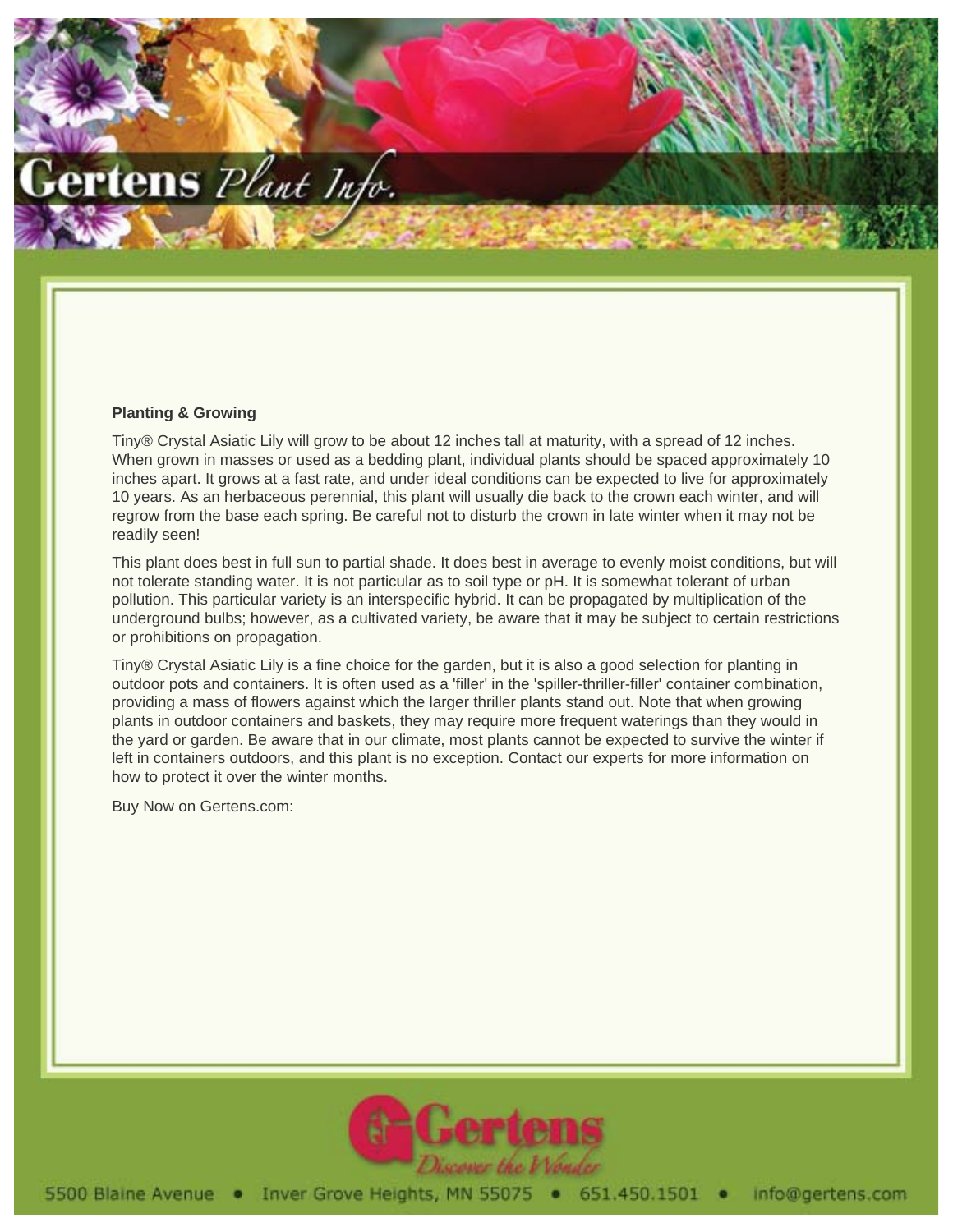**Planting & Growing**

Tiny® Crystal Asiatic Lily will grow to be about 12 inches tall at maturity, with a spread of 12 inches. When grown in masses or used as a bedding plant, individual plants should be spaced approximately 10 inches apart. It grows at a fast rate, and under ideal conditions can be expected to live for approximately 10 years. As an herbaceous perennial, this plant will usually die back to the crown each winter, and will regrow from the base each spring. Be careful not to disturb the crown in late winter when it may not be readily seen!

This plant does best in full sun to partial shade. It does best in average to evenly moist conditions, but will not tolerate standing water. It is not particular as to soil type or pH. It is somewhat tolerant of urban pollution. This particular variety is an interspecific hybrid. It can be propagated by multiplication of the underground bulbs; however, as a cultivated variety, be aware that it may be subject to certain restrictions or prohibitions on propagation.

Tiny® Crystal Asiatic Lily is a fine choice for the garden, but it is also a good selection for planting in outdoor pots and containers. It is often used as a 'filler' in the 'spiller-thriller-filler' container combination, providing a mass of flowers against which the larger thriller plants stand out. Note that when growing plants in outdoor containers and baskets, they may require more frequent waterings than they would in the yard or garden. Be aware that in our climate, most plants cannot be expected to survive the winter if left in containers outdoors, and this plant is no exception. Contact our experts for more information on how to protect it over the winter months.

Buy Now on Gertens.com:

5500 Blaine Avenue • Inver Grove Heights, MN 55075 • 651.450.1501 • info@gertens.com